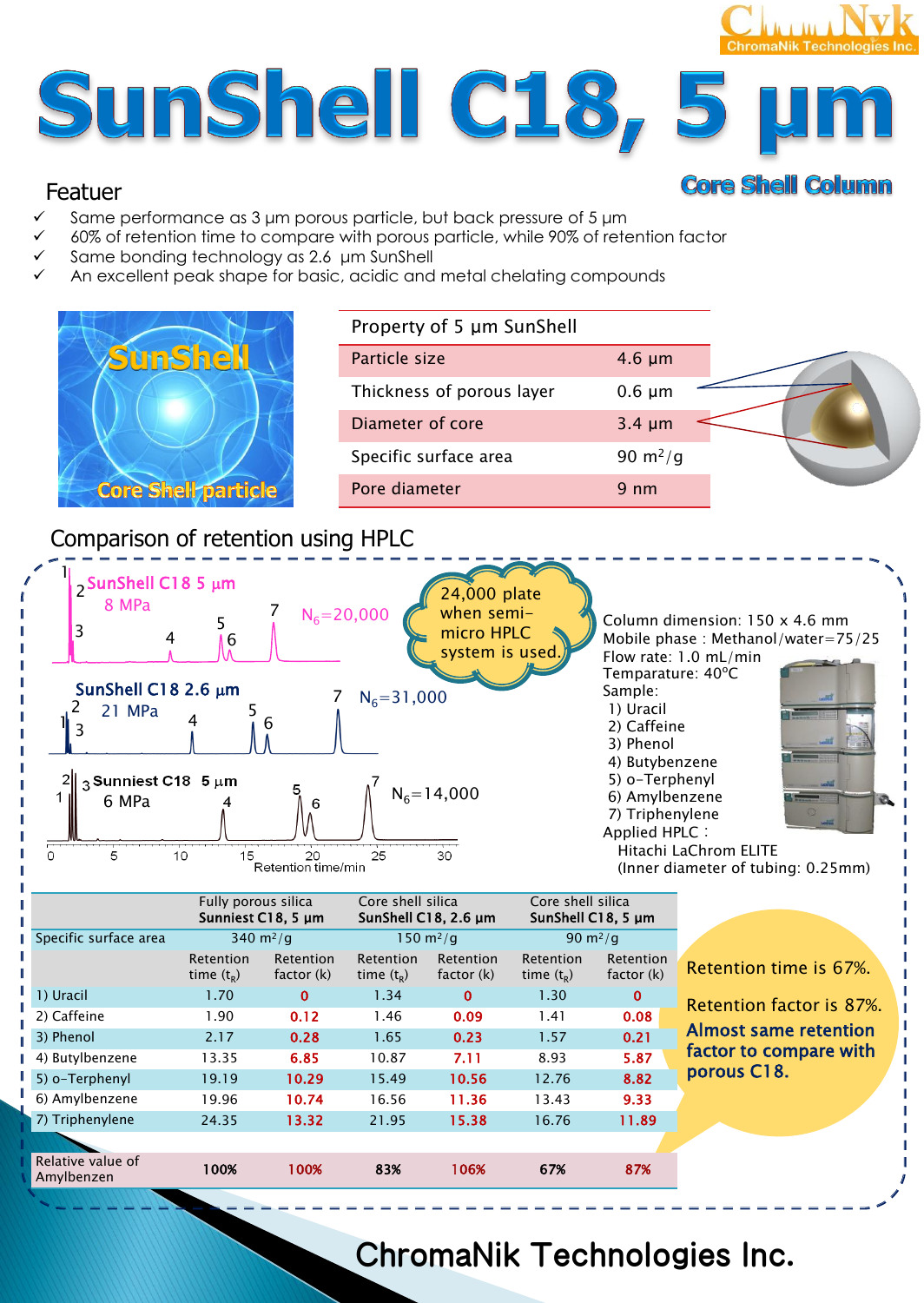ChromaNik Technologies Inc.

# SunShell C18, 5 µm

**Core Shell Column**

## Featuer

- ✓ Same performance as 3 µm porous particle, but back pressure of 5 µm
- ✓ 60% of retention time to compare with porous particle, while 90% of retention factor
- ✓ Same bonding technology as 2.6 µm SunShell
- ✓ An excellent peak shape for basic, acidic and metal chelating compounds

SunShell Core Shell particle

| Property of 5 µm SunShell | |
|---|---|
| Particle size | 4.6 µm |
| Thickness of porous layer | 0.6 µm |
| Diameter of core | 3.4 µm |
| Specific surface area | 90 m²/g |
| Pore diameter | 9 nm |

## Comparison of retention using HPLC

SunShell C18 5 µm, 8 MPa, $N_6$=20,000

SunShell C18 2.6 µm, 21 MPa, $N_6$=31,000

Sunniest C18 5 µm, 6 MPa, $N_6$=14,000

Retention time/min

24,000 plate when semi-micro HPLC system is used.

Column dimension: 150 x 4.6 mm
Mobile phase : Methanol/water=75/25
Flow rate: 1.0 mL/min
Temparature: 40°C
Sample:
1) Uracil
2) Caffeine
3) Phenol
4) Butylbenzene
5) o-Terphenyl
6) Amylbenzene
7) Triphenylene
Applied HPLC :
Hitachi LaChrom ELITE
(Inner diameter of tubing: 0.25mm)

| | Fully porous silica Sunniest C18, 5 µm | | Core shell silica SunShell C18, 2.6 µm | | Core shell silica SunShell C18, 5 µm | |
|---|---|---|---|---|---|---|
| Specific surface area | 340 m²/g | | 150 m²/g | | 90 m²/g | |
| | Retention time ($t_R$) | Retention factor (k) | Retention time ($t_R$) | Retention factor (k) | Retention time ($t_R$) | Retention factor (k) |
| 1) Uracil | 1.70 | 0 | 1.34 | 0 | 1.30 | 0 |
| 2) Caffeine | 1.90 | 0.12 | 1.46 | 0.09 | 1.41 | 0.08 |
| 3) Phenol | 2.17 | 0.28 | 1.65 | 0.23 | 1.57 | 0.21 |
| 4) Butylbenzene | 13.35 | 6.85 | 10.87 | 7.11 | 8.93 | 5.87 |
| 5) o-Terphenyl | 19.19 | 10.29 | 15.49 | 10.56 | 12.76 | 8.82 |
| 6) Amylbenzene | 19.96 | 10.74 | 16.56 | 11.36 | 13.43 | 9.33 |
| 7) Triphenylene | 24.35 | 13.32 | 21.95 | 15.38 | 16.76 | 11.89 |
| Relative value of Amylbenzen | 100% | 100% | 83% | 106% | 67% | 87% |

Retention time is 67%.

Retention factor is 87%.

**Almost same retention factor to compare with porous C18.**

ChromaNik Technologies Inc.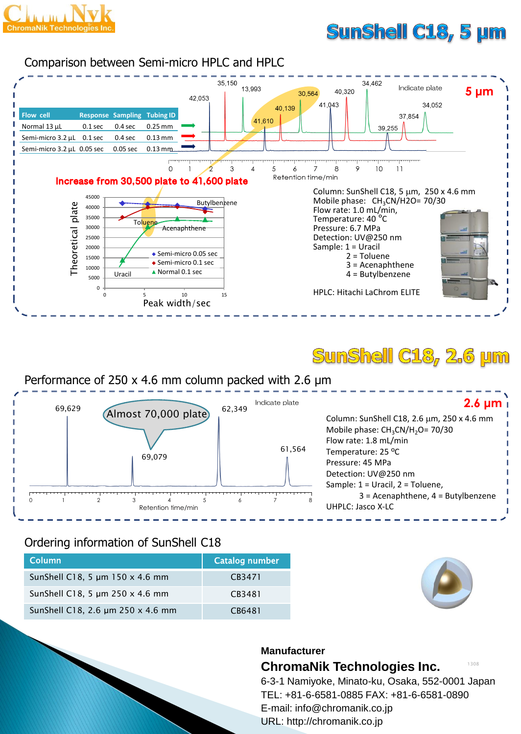# SunShell C18, 5 µm

## Comparison between Semi-micro HPLC and HPLC

| Flow cell | Response | Sampling | Tubing ID |
|---|---|---|---|
| Normal 13 µL | 0.1 sec | 0.4 sec | 0.25 mm |
| Semi-micro 3.2 µL | 0.1 sec | 0.4 sec | 0.13 mm |
| Semi-micro 3.2 µL | 0.05 sec | 0.05 sec | 0.13 mm |

Indicate plate

**5 µm**

35,150
13,993
42,053
41,610
40,139
30,564
41,043
40,320
34,462
39,255
37,854
34,052

Retention time/min

**Increase from 30,500 plate to 41,600 plate**

Theoretical plate

Peak width/sec

Butylbenzene
Toluene
Acenaphthene
Uracil

◆ Semi-micro 0.05 sec
◆ Semi-micro 0.1 sec
▲ Normal 0.1 sec

Column: SunShell C18, 5 µm, 250 x 4.6 mm
Mobile phase: $CH_3CN/H_2O$= 70/30
Flow rate: 1.0 mL/min,
Temperature: 40 °C
Pressure: 6.7 MPa
Detection: UV@250 nm
Sample: 1 = Uracil
2 = Toluene
3 = Acenaphthene
4 = Butylbenzene

HPLC: Hitachi LaChrom ELITE

# SunShell C18, 2.6 µm

## Performance of 250 x 4.6 mm column packed with 2.6 µm

Indicate plate

**2.6 µm**

69,629
Almost 70,000 plate
69,079
62,349
61,564

Retention time/min

Column: SunShell C18, 2.6 µm, 250 x 4.6 mm
Mobile phase: $CH_3CN/H_2O$= 70/30
Flow rate: 1.8 mL/min
Temperature: 25 °C
Pressure: 45 MPa
Detection: UV@250 nm
Sample: 1 = Uracil, 2 = Toluene,
3 = Acenaphthene, 4 = Butylbenzene
UHPLC: Jasco X-LC

## Ordering information of SunShell C18

| Column | Catalog number |
|---|---|
| SunShell C18, 5 µm 150 x 4.6 mm | CB3471 |
| SunShell C18, 5 µm 250 x 4.6 mm | CB3481 |
| SunShell C18, 2.6 µm 250 x 4.6 mm | CB6481 |

**Manufacturer**

**ChromaNik Technologies Inc.**

6-3-1 Namiyoke, Minato-ku, Osaka, 552-0001 Japan
TEL: +81-6-6581-0885 FAX: +81-6-6581-0890
E-mail: info@chromanik.co.jp
URL: http://chromanik.co.jp